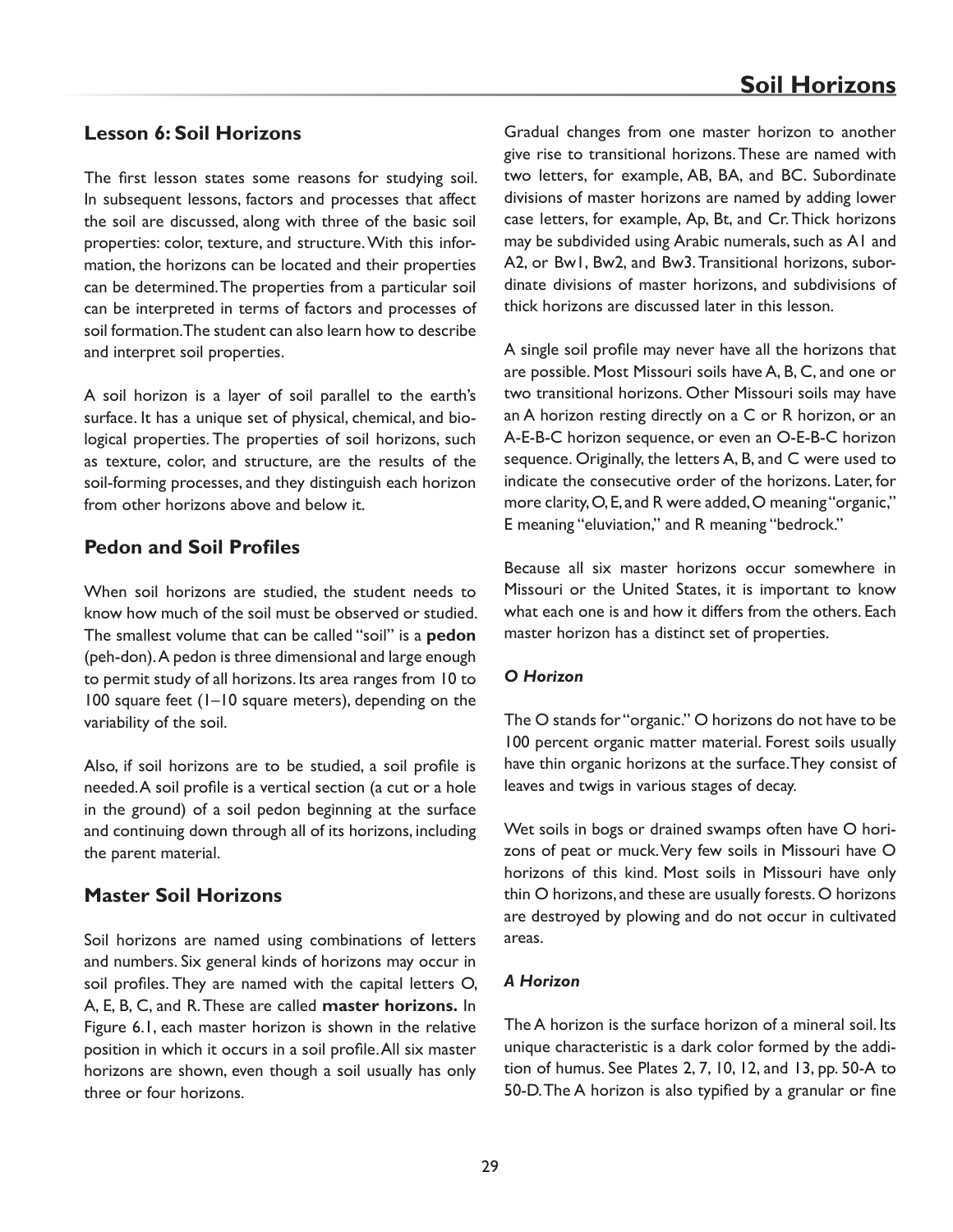## Lesson 6: Soil Horizons

The first lesson states some reasons for studying soil. In subsequent lessons, factors and processes that affect the soil are discussed, along with three of the basic soil properties: color, texture, and structure. With this information, the horizons can be located and their properties can be determined. The properties from a particular soil can be interpreted in terms of factors and processes of soil formation. The student can also learn how to describe and interpret soil properties.

A soil horizon is a layer of soil parallel to the earth's surface. It has a unique set of physical, chemical, and biological properties. The properties of soil horizons, such as texture, color, and structure, are the results of the soil-forming processes, and they distinguish each horizon from other horizons above and below it.

## Pedon and Soil Profiles

When soil horizons are studied, the student needs to know how much of the soil must be observed or studied. The smallest volume that can be called "soil" is a **pedon** (peh-don). A pedon is three dimensional and large enough to permit study of all horizons. Its area ranges from 10 to 100 square feet (1–10 square meters), depending on the variability of the soil.

Also, if soil horizons are to be studied, a soil profile is needed. A soil profile is a vertical section (a cut or a hole in the ground) of a soil pedon beginning at the surface and continuing down through all of its horizons, including the parent material.

## Master Soil Horizons

Soil horizons are named using combinations of letters and numbers. Six general kinds of horizons may occur in soil profiles. They are named with the capital letters O, A, E, B, C, and R. These are called **master horizons.** In Figure 6.1, each master horizon is shown in the relative position in which it occurs in a soil profile. All six master horizons are shown, even though a soil usually has only three or four horizons.

Gradual changes from one master horizon to another give rise to transitional horizons. These are named with two letters, for example, AB, BA, and BC. Subordinate divisions of master horizons are named by adding lower case letters, for example, Ap, Bt, and Cr. Thick horizons may be subdivided using Arabic numerals, such as A1 and A2, or Bw1, Bw2, and Bw3. Transitional horizons, subordinate divisions of master horizons, and subdivisions of thick horizons are discussed later in this lesson.

A single soil profile may never have all the horizons that are possible. Most Missouri soils have A, B, C, and one or two transitional horizons. Other Missouri soils may have an A horizon resting directly on a C or R horizon, or an A-E-B-C horizon sequence, or even an O-E-B-C horizon sequence. Originally, the letters A, B, and C were used to indicate the consecutive order of the horizons. Later, for more clarity, O, E, and R were added, O meaning "organic," E meaning "eluviation," and R meaning "bedrock."

Because all six master horizons occur somewhere in Missouri or the United States, it is important to know what each one is and how it differs from the others. Each master horizon has a distinct set of properties.

### *O Horizon*

The O stands for "organic." O horizons do not have to be 100 percent organic matter material. Forest soils usually have thin organic horizons at the surface. They consist of leaves and twigs in various stages of decay.

Wet soils in bogs or drained swamps often have O horizons of peat or muck. Very few soils in Missouri have O horizons of this kind. Most soils in Missouri have only thin O horizons, and these are usually forests. O horizons are destroyed by plowing and do not occur in cultivated areas.

### *A Horizon*

The A horizon is the surface horizon of a mineral soil. Its unique characteristic is a dark color formed by the addition of humus. See Plates 2, 7, 10, 12, and 13, pp. 50-A to 50-D. The A horizon is also typified by a granular or fine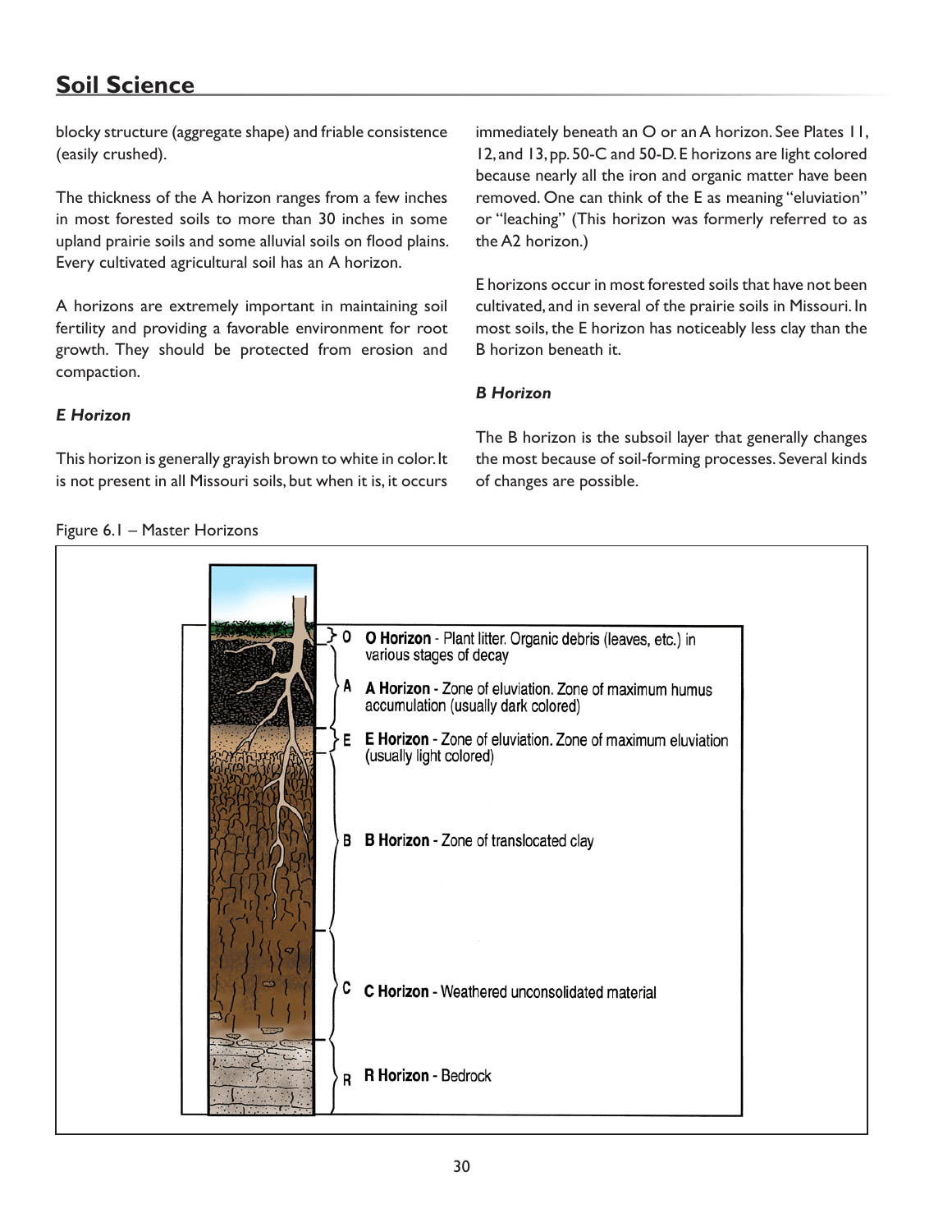blocky structure (aggregate shape) and friable consistence (easily crushed).

The thickness of the A horizon ranges from a few inches in most forested soils to more than 30 inches in some upland prairie soils and some alluvial soils on flood plains. Every cultivated agricultural soil has an A horizon.

A horizons are extremely important in maintaining soil fertility and providing a favorable environment for root growth. They should be protected from erosion and compaction.

### *E Horizon*

This horizon is generally grayish brown to white in color. It is not present in all Missouri soils, but when it is, it occurs immediately beneath an O or an A horizon. See Plates 11, 12, and 13, pp. 50-C and 50-D. E horizons are light colored because nearly all the iron and organic matter have been removed. One can think of the E as meaning "eluviation" or "leaching" (This horizon was formerly referred to as the A2 horizon.)

E horizons occur in most forested soils that have not been cultivated, and in several of the prairie soils in Missouri. In most soils, the E horizon has noticeably less clay than the B horizon beneath it.

### *B Horizon*

The B horizon is the subsoil layer that generally changes the most because of soil-forming processes. Several kinds of changes are possible.

Figure 6.1 – Master Horizons

- O — **O Horizon** - Plant litter. Organic debris (leaves, etc.) in various stages of decay
- A — **A Horizon** - Zone of eluviation. Zone of maximum humus accumulation (usually dark colored)
- E — **E Horizon** - Zone of eluviation. Zone of maximum eluviation (usually light colored)
- B — **B Horizon** - Zone of translocated clay
- C — **C Horizon** - Weathered unconsolidated material
- R — **R Horizon** - Bedrock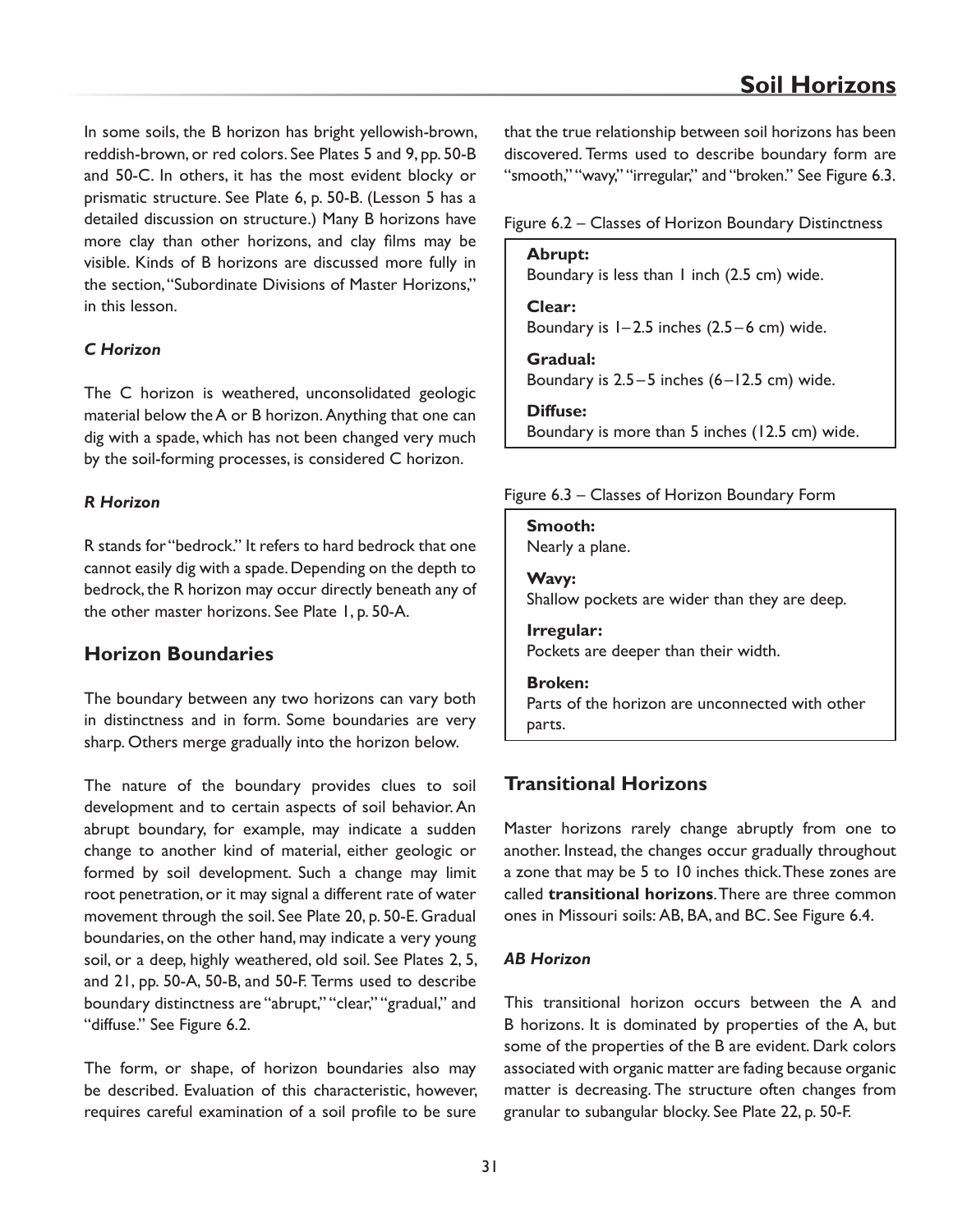In some soils, the B horizon has bright yellowish-brown, reddish-brown, or red colors. See Plates 5 and 9, pp. 50-B and 50-C. In others, it has the most evident blocky or prismatic structure. See Plate 6, p. 50-B. (Lesson 5 has a detailed discussion on structure.) Many B horizons have more clay than other horizons, and clay films may be visible. Kinds of B horizons are discussed more fully in the section, "Subordinate Divisions of Master Horizons," in this lesson.

### *C Horizon*

The C horizon is weathered, unconsolidated geologic material below the A or B horizon. Anything that one can dig with a spade, which has not been changed very much by the soil-forming processes, is considered C horizon.

### *R Horizon*

R stands for "bedrock." It refers to hard bedrock that one cannot easily dig with a spade. Depending on the depth to bedrock, the R horizon may occur directly beneath any of the other master horizons. See Plate 1, p. 50-A.

## Horizon Boundaries

The boundary between any two horizons can vary both in distinctness and in form. Some boundaries are very sharp. Others merge gradually into the horizon below.

The nature of the boundary provides clues to soil development and to certain aspects of soil behavior. An abrupt boundary, for example, may indicate a sudden change to another kind of material, either geologic or formed by soil development. Such a change may limit root penetration, or it may signal a different rate of water movement through the soil. See Plate 20, p. 50-E. Gradual boundaries, on the other hand, may indicate a very young soil, or a deep, highly weathered, old soil. See Plates 2, 5, and 21, pp. 50-A, 50-B, and 50-F. Terms used to describe boundary distinctness are "abrupt," "clear," "gradual," and "diffuse." See Figure 6.2.

The form, or shape, of horizon boundaries also may be described. Evaluation of this characteristic, however, requires careful examination of a soil profile to be sure that the true relationship between soil horizons has been discovered. Terms used to describe boundary form are "smooth," "wavy," "irregular," and "broken." See Figure 6.3.

Figure 6.2 – Classes of Horizon Boundary Distinctness

**Abrupt:**
Boundary is less than 1 inch (2.5 cm) wide.

**Clear:**
Boundary is 1–2.5 inches (2.5–6 cm) wide.

**Gradual:**
Boundary is 2.5–5 inches (6–12.5 cm) wide.

**Diffuse:**
Boundary is more than 5 inches (12.5 cm) wide.

Figure 6.3 – Classes of Horizon Boundary Form

**Smooth:**
Nearly a plane.

**Wavy:**
Shallow pockets are wider than they are deep.

**Irregular:**
Pockets are deeper than their width.

**Broken:**
Parts of the horizon are unconnected with other parts.

## Transitional Horizons

Master horizons rarely change abruptly from one to another. Instead, the changes occur gradually throughout a zone that may be 5 to 10 inches thick. These zones are called **transitional horizons**. There are three common ones in Missouri soils: AB, BA, and BC. See Figure 6.4.

### *AB Horizon*

This transitional horizon occurs between the A and B horizons. It is dominated by properties of the A, but some of the properties of the B are evident. Dark colors associated with organic matter are fading because organic matter is decreasing. The structure often changes from granular to subangular blocky. See Plate 22, p. 50-F.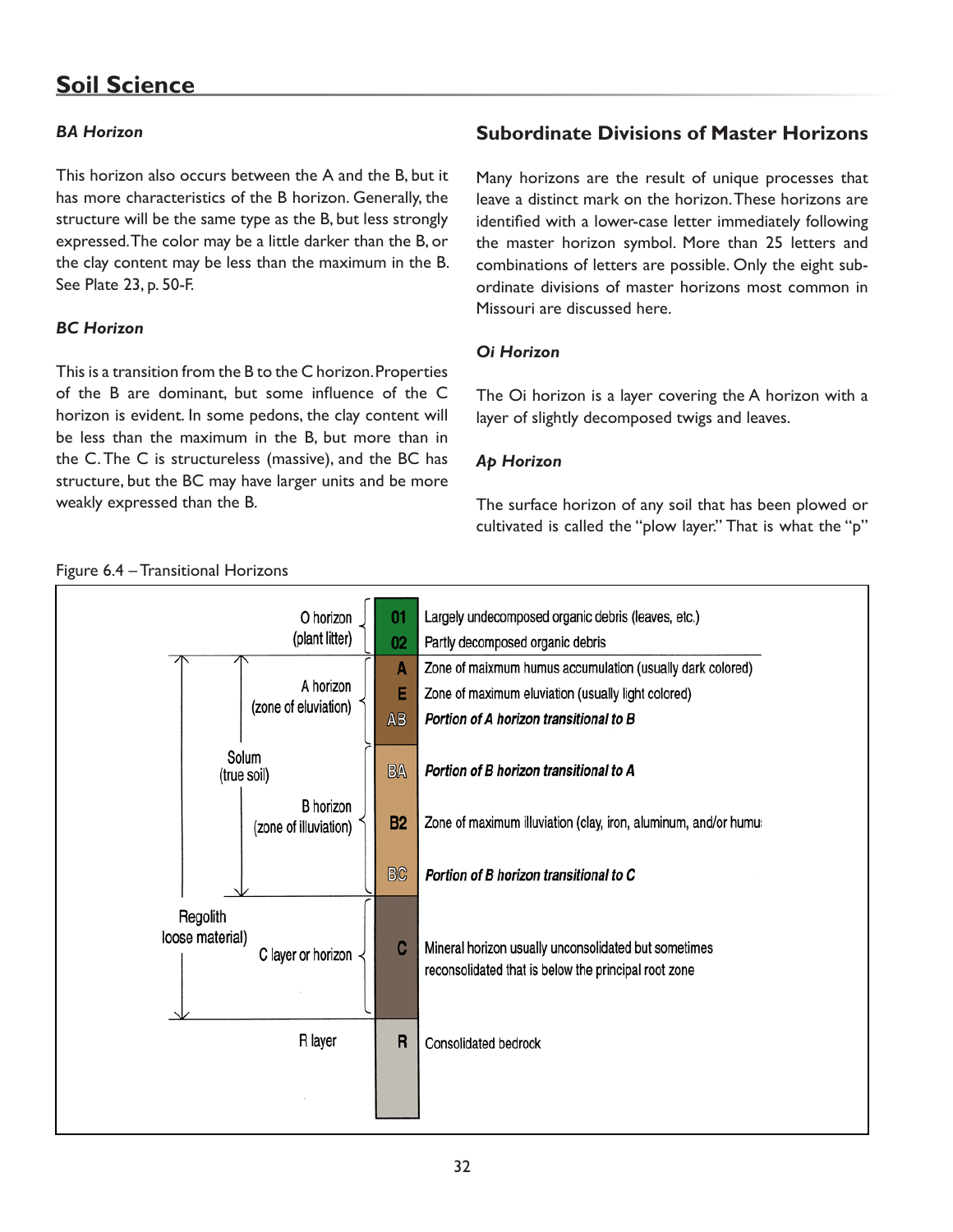### *BA Horizon*

This horizon also occurs between the A and the B, but it has more characteristics of the B horizon. Generally, the structure will be the same type as the B, but less strongly expressed. The color may be a little darker than the B, or the clay content may be less than the maximum in the B. See Plate 23, p. 50-F.

### *BC Horizon*

This is a transition from the B to the C horizon. Properties of the B are dominant, but some influence of the C horizon is evident. In some pedons, the clay content will be less than the maximum in the B, but more than in the C. The C is structureless (massive), and the BC has structure, but the BC may have larger units and be more weakly expressed than the B.

## Subordinate Divisions of Master Horizons

Many horizons are the result of unique processes that leave a distinct mark on the horizon. These horizons are identified with a lower-case letter immediately following the master horizon symbol. More than 25 letters and combinations of letters are possible. Only the eight subordinate divisions of master horizons most common in Missouri are discussed here.

### *Oi Horizon*

The Oi horizon is a layer covering the A horizon with a layer of slightly decomposed twigs and leaves.

### *Ap Horizon*

The surface horizon of any soil that has been plowed or cultivated is called the "plow layer." That is what the "p"

Figure 6.4 – Transitional Horizons

| Group | Horizon | Layer | Description |
| --- | --- | --- | --- |
| | O horizon (plant litter) | 01 | Largely undecomposed organic debris (leaves, etc.) |
| | | 02 | Partly decomposed organic debris |
| Regolith (loose material) / Solum (true soil) | A horizon (zone of eluviation) | A | Zone of maixmum humus accumulation (usually dark colored) |
| | | E | Zone of maximum eluviation (usually light colored) |
| | | AB | ***Portion of A horizon transitional to B*** |
| | B horizon (zone of illuviation) | BA | ***Portion of B horizon transitional to A*** |
| | | B2 | Zone of maximum illuviation (clay, iron, aluminum, and/or humu |
| | | BC | ***Portion of B horizon transitional to C*** |
| | C layer or horizon | C | Mineral horizon usually unconsolidated but sometimes reconsolidated that is below the principal root zone |
| | R layer | R | Consolidated bedrock |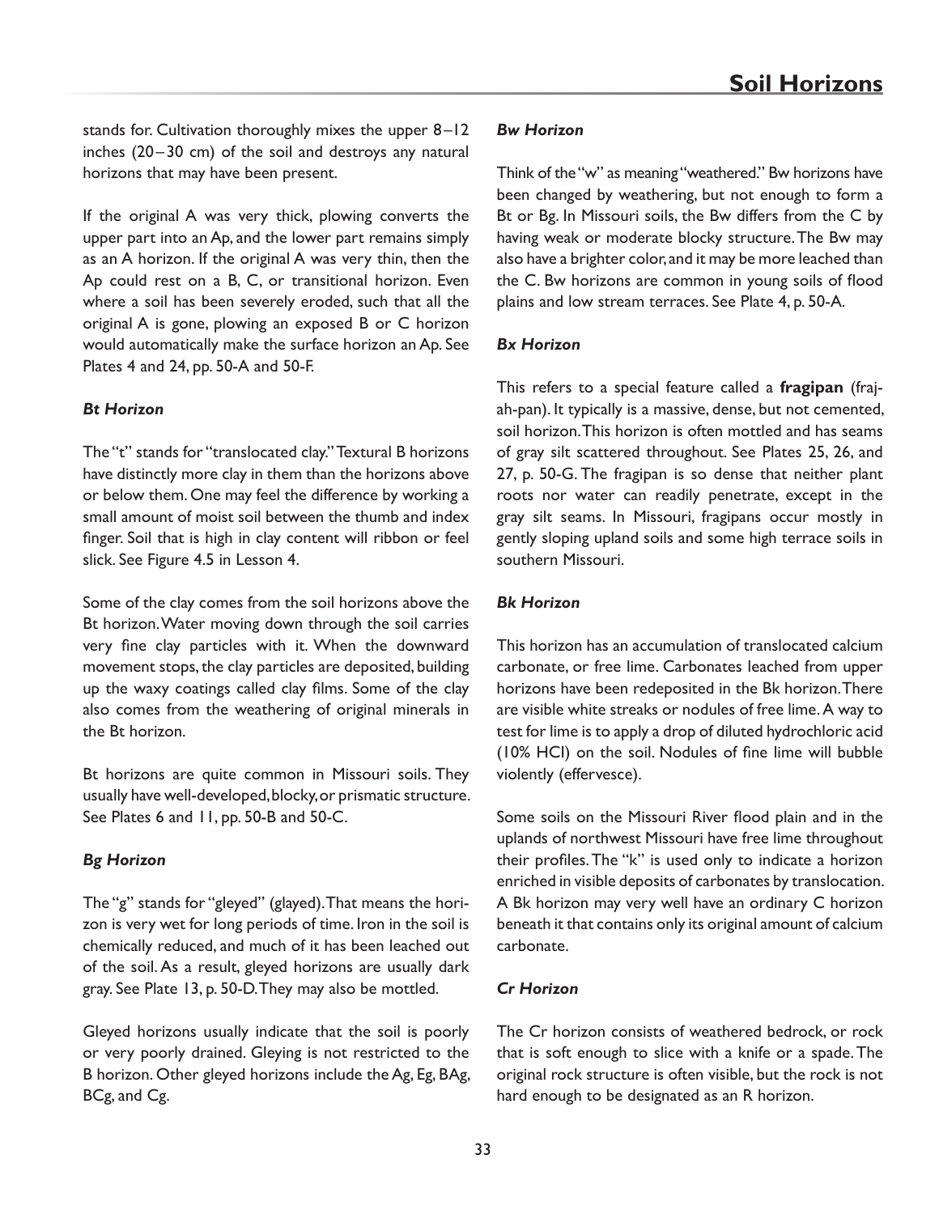stands for. Cultivation thoroughly mixes the upper 8–12 inches (20–30 cm) of the soil and destroys any natural horizons that may have been present.

If the original A was very thick, plowing converts the upper part into an Ap, and the lower part remains simply as an A horizon. If the original A was very thin, then the Ap could rest on a B, C, or transitional horizon. Even where a soil has been severely eroded, such that all the original A is gone, plowing an exposed B or C horizon would automatically make the surface horizon an Ap. See Plates 4 and 24, pp. 50-A and 50-F.

### *Bt Horizon*

The "t" stands for "translocated clay." Textural B horizons have distinctly more clay in them than the horizons above or below them. One may feel the difference by working a small amount of moist soil between the thumb and index finger. Soil that is high in clay content will ribbon or feel slick. See Figure 4.5 in Lesson 4.

Some of the clay comes from the soil horizons above the Bt horizon. Water moving down through the soil carries very fine clay particles with it. When the downward movement stops, the clay particles are deposited, building up the waxy coatings called clay films. Some of the clay also comes from the weathering of original minerals in the Bt horizon.

Bt horizons are quite common in Missouri soils. They usually have well-developed, blocky, or prismatic structure. See Plates 6 and 11, pp. 50-B and 50-C.

### *Bg Horizon*

The "g" stands for "gleyed" (glayed). That means the horizon is very wet for long periods of time. Iron in the soil is chemically reduced, and much of it has been leached out of the soil. As a result, gleyed horizons are usually dark gray. See Plate 13, p. 50-D. They may also be mottled.

Gleyed horizons usually indicate that the soil is poorly or very poorly drained. Gleying is not restricted to the B horizon. Other gleyed horizons include the Ag, Eg, BAg, BCg, and Cg.

### *Bw Horizon*

Think of the "w" as meaning "weathered." Bw horizons have been changed by weathering, but not enough to form a Bt or Bg. In Missouri soils, the Bw differs from the C by having weak or moderate blocky structure. The Bw may also have a brighter color, and it may be more leached than the C. Bw horizons are common in young soils of flood plains and low stream terraces. See Plate 4, p. 50-A.

### *Bx Horizon*

This refers to a special feature called a **fragipan** (fraj-ah-pan). It typically is a massive, dense, but not cemented, soil horizon. This horizon is often mottled and has seams of gray silt scattered throughout. See Plates 25, 26, and 27, p. 50-G. The fragipan is so dense that neither plant roots nor water can readily penetrate, except in the gray silt seams. In Missouri, fragipans occur mostly in gently sloping upland soils and some high terrace soils in southern Missouri.

### *Bk Horizon*

This horizon has an accumulation of translocated calcium carbonate, or free lime. Carbonates leached from upper horizons have been redeposited in the Bk horizon. There are visible white streaks or nodules of free lime. A way to test for lime is to apply a drop of diluted hydrochloric acid (10% HCl) on the soil. Nodules of fine lime will bubble violently (effervesce).

Some soils on the Missouri River flood plain and in the uplands of northwest Missouri have free lime throughout their profiles. The "k" is used only to indicate a horizon enriched in visible deposits of carbonates by translocation. A Bk horizon may very well have an ordinary C horizon beneath it that contains only its original amount of calcium carbonate.

### *Cr Horizon*

The Cr horizon consists of weathered bedrock, or rock that is soft enough to slice with a knife or a spade. The original rock structure is often visible, but the rock is not hard enough to be designated as an R horizon.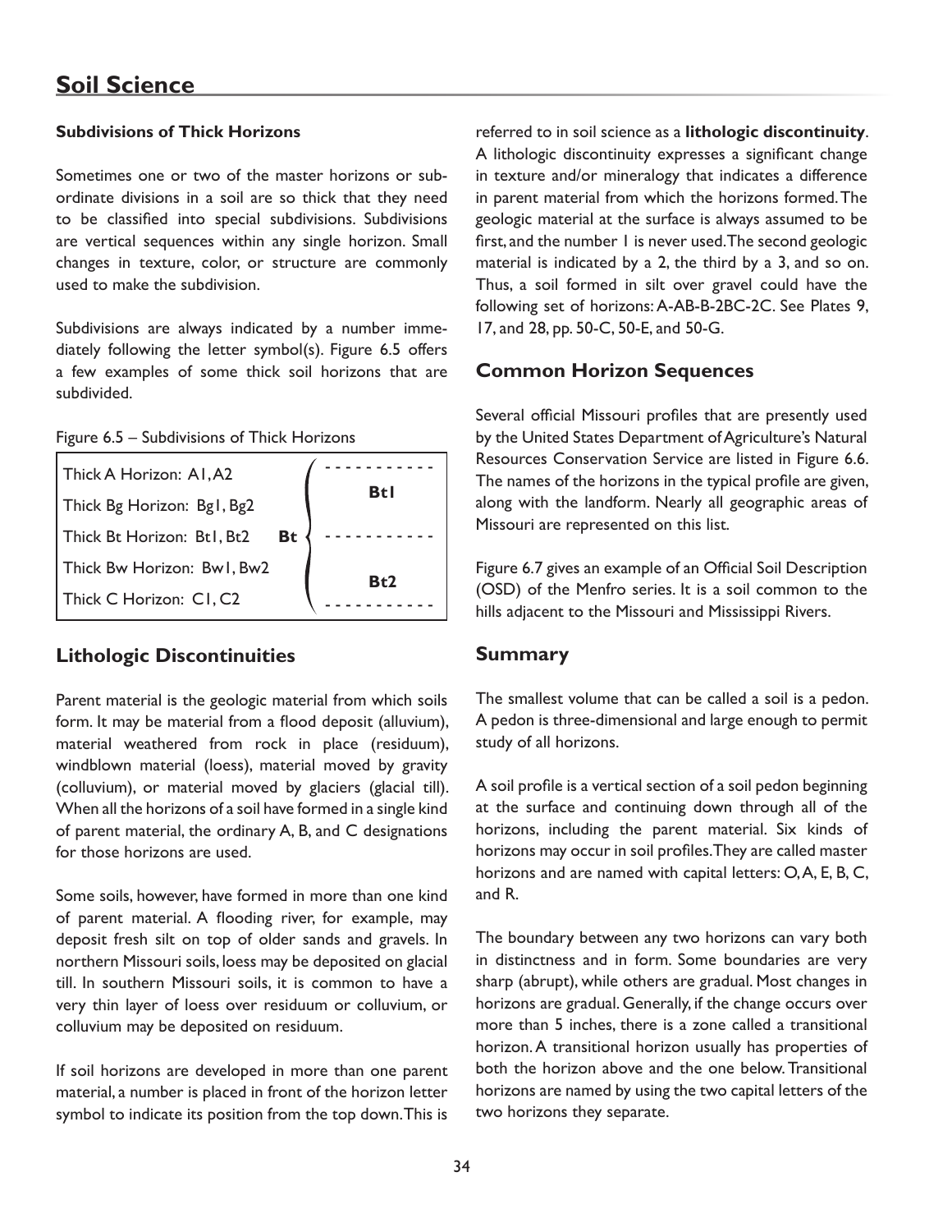## Soil Science

### Subdivisions of Thick Horizons

Sometimes one or two of the master horizons or subordinate divisions in a soil are so thick that they need to be classified into special subdivisions. Subdivisions are vertical sequences within any single horizon. Small changes in texture, color, or structure are commonly used to make the subdivision.

Subdivisions are always indicated by a number immediately following the letter symbol(s). Figure 6.5 offers a few examples of some thick soil horizons that are subdivided.

Figure 6.5 – Subdivisions of Thick Horizons

| | | |
|---|---|---|
| Thick A Horizon: A1, A2 | | Bt1 |
| Thick Bg Horizon: Bg1, Bg2 | | |
| Thick Bt Horizon: Bt1, Bt2 | Bt | |
| Thick Bw Horizon: Bw1, Bw2 | | Bt2 |
| Thick C Horizon: C1, C2 | | |

## Lithologic Discontinuities

Parent material is the geologic material from which soils form. It may be material from a flood deposit (alluvium), material weathered from rock in place (residuum), windblown material (loess), material moved by gravity (colluvium), or material moved by glaciers (glacial till). When all the horizons of a soil have formed in a single kind of parent material, the ordinary A, B, and C designations for those horizons are used.

Some soils, however, have formed in more than one kind of parent material. A flooding river, for example, may deposit fresh silt on top of older sands and gravels. In northern Missouri soils, loess may be deposited on glacial till. In southern Missouri soils, it is common to have a very thin layer of loess over residuum or colluvium, or colluvium may be deposited on residuum.

If soil horizons are developed in more than one parent material, a number is placed in front of the horizon letter symbol to indicate its position from the top down. This is referred to in soil science as a **lithologic discontinuity**. A lithologic discontinuity expresses a significant change in texture and/or mineralogy that indicates a difference in parent material from which the horizons formed. The geologic material at the surface is always assumed to be first, and the number 1 is never used. The second geologic material is indicated by a 2, the third by a 3, and so on. Thus, a soil formed in silt over gravel could have the following set of horizons: A-AB-B-2BC-2C. See Plates 9, 17, and 28, pp. 50-C, 50-E, and 50-G.

## Common Horizon Sequences

Several official Missouri profiles that are presently used by the United States Department of Agriculture's Natural Resources Conservation Service are listed in Figure 6.6. The names of the horizons in the typical profile are given, along with the landform. Nearly all geographic areas of Missouri are represented on this list.

Figure 6.7 gives an example of an Official Soil Description (OSD) of the Menfro series. It is a soil common to the hills adjacent to the Missouri and Mississippi Rivers.

## Summary

The smallest volume that can be called a soil is a pedon. A pedon is three-dimensional and large enough to permit study of all horizons.

A soil profile is a vertical section of a soil pedon beginning at the surface and continuing down through all of the horizons, including the parent material. Six kinds of horizons may occur in soil profiles. They are called master horizons and are named with capital letters: O, A, E, B, C, and R.

The boundary between any two horizons can vary both in distinctness and in form. Some boundaries are very sharp (abrupt), while others are gradual. Most changes in horizons are gradual. Generally, if the change occurs over more than 5 inches, there is a zone called a transitional horizon. A transitional horizon usually has properties of both the horizon above and the one below. Transitional horizons are named by using the two capital letters of the two horizons they separate.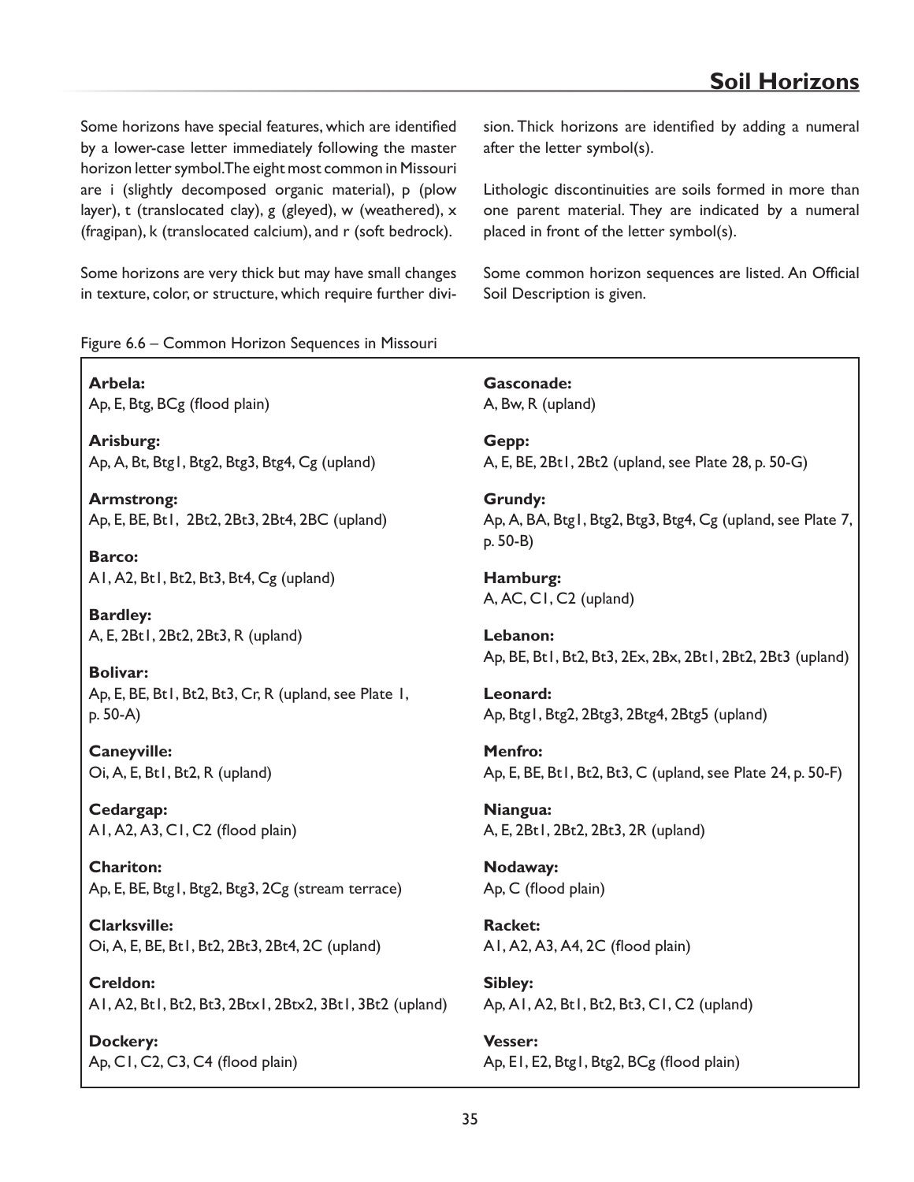## Soil Horizons

Some horizons have special features, which are identified by a lower-case letter immediately following the master horizon letter symbol. The eight most common in Missouri are i (slightly decomposed organic material), p (plow layer), t (translocated clay), g (gleyed), w (weathered), x (fragipan), k (translocated calcium), and r (soft bedrock).

Some horizons are very thick but may have small changes in texture, color, or structure, which require further division. Thick horizons are identified by adding a numeral after the letter symbol(s).

Lithologic discontinuities are soils formed in more than one parent material. They are indicated by a numeral placed in front of the letter symbol(s).

Some common horizon sequences are listed. An Official Soil Description is given.

Figure 6.6 – Common Horizon Sequences in Missouri

**Arbela:**
Ap, E, Btg, BCg (flood plain)

**Arisburg:**
Ap, A, Bt, Btg1, Btg2, Btg3, Btg4, Cg (upland)

**Armstrong:**
Ap, E, BE, Bt1, 2Bt2, 2Bt3, 2Bt4, 2BC (upland)

**Barco:**
A1, A2, Bt1, Bt2, Bt3, Bt4, Cg (upland)

**Bardley:**
A, E, 2Bt1, 2Bt2, 2Bt3, R (upland)

**Bolivar:**
Ap, E, BE, Bt1, Bt2, Bt3, Cr, R (upland, see Plate 1, p. 50-A)

**Caneyville:**
Oi, A, E, Bt1, Bt2, R (upland)

**Cedargap:**
A1, A2, A3, C1, C2 (flood plain)

**Chariton:**
Ap, E, BE, Btg1, Btg2, Btg3, 2Cg (stream terrace)

**Clarksville:**
Oi, A, E, BE, Bt1, Bt2, 2Bt3, 2Bt4, 2C (upland)

**Creldon:**
A1, A2, Bt1, Bt2, Bt3, 2Btx1, 2Btx2, 3Bt1, 3Bt2 (upland)

**Dockery:**
Ap, C1, C2, C3, C4 (flood plain)

**Gasconade:**
A, Bw, R (upland)

**Gepp:**
A, E, BE, 2Bt1, 2Bt2 (upland, see Plate 28, p. 50-G)

**Grundy:**
Ap, A, BA, Btg1, Btg2, Btg3, Btg4, Cg (upland, see Plate 7, p. 50-B)

**Hamburg:**
A, AC, C1, C2 (upland)

**Lebanon:**
Ap, BE, Bt1, Bt2, Bt3, 2Ex, 2Bx, 2Bt1, 2Bt2, 2Bt3 (upland)

**Leonard:**
Ap, Btg1, Btg2, 2Btg3, 2Btg4, 2Btg5 (upland)

**Menfro:**
Ap, E, BE, Bt1, Bt2, Bt3, C (upland, see Plate 24, p. 50-F)

**Niangua:**
A, E, 2Bt1, 2Bt2, 2Bt3, 2R (upland)

**Nodaway:**
Ap, C (flood plain)

**Racket:**
A1, A2, A3, A4, 2C (flood plain)

**Sibley:**
Ap, A1, A2, Bt1, Bt2, Bt3, C1, C2 (upland)

**Vesser:**
Ap, E1, E2, Btg1, Btg2, BCg (flood plain)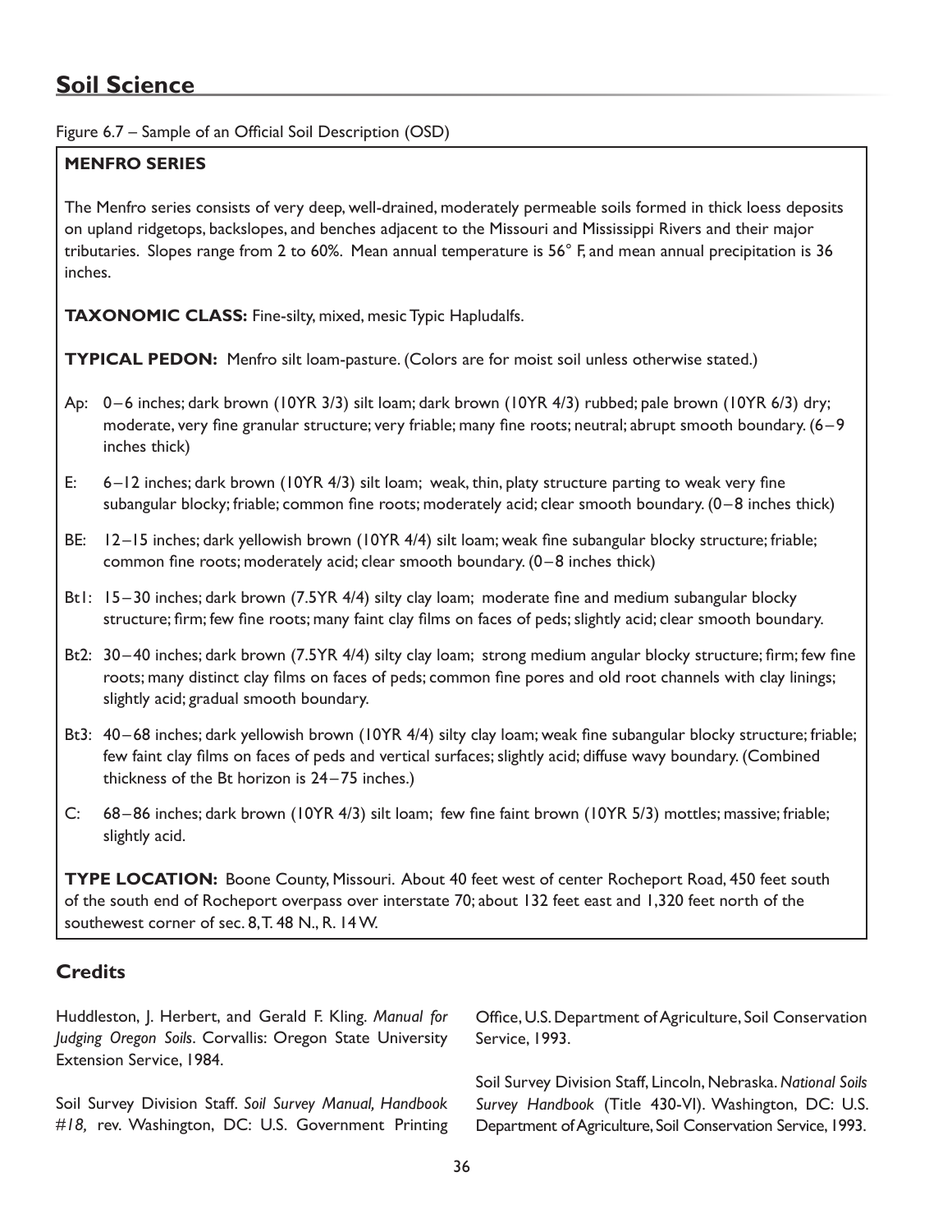## Soil Science

Figure 6.7 – Sample of an Official Soil Description (OSD)

**MENFRO SERIES**

The Menfro series consists of very deep, well-drained, moderately permeable soils formed in thick loess deposits on upland ridgetops, backslopes, and benches adjacent to the Missouri and Mississippi Rivers and their major tributaries. Slopes range from 2 to 60%. Mean annual temperature is 56° F, and mean annual precipitation is 36 inches.

**TAXONOMIC CLASS:** Fine-silty, mixed, mesic Typic Hapludalfs.

**TYPICAL PEDON:** Menfro silt loam-pasture. (Colors are for moist soil unless otherwise stated.)

- Ap: 0–6 inches; dark brown (10YR 3/3) silt loam; dark brown (10YR 4/3) rubbed; pale brown (10YR 6/3) dry; moderate, very fine granular structure; very friable; many fine roots; neutral; abrupt smooth boundary. (6–9 inches thick)
- E: 6–12 inches; dark brown (10YR 4/3) silt loam; weak, thin, platy structure parting to weak very fine subangular blocky; friable; common fine roots; moderately acid; clear smooth boundary. (0–8 inches thick)
- BE: 12–15 inches; dark yellowish brown (10YR 4/4) silt loam; weak fine subangular blocky structure; friable; common fine roots; moderately acid; clear smooth boundary. (0–8 inches thick)
- Bt1: 15–30 inches; dark brown (7.5YR 4/4) silty clay loam; moderate fine and medium subangular blocky structure; firm; few fine roots; many faint clay films on faces of peds; slightly acid; clear smooth boundary.
- Bt2: 30–40 inches; dark brown (7.5YR 4/4) silty clay loam; strong medium angular blocky structure; firm; few fine roots; many distinct clay films on faces of peds; common fine pores and old root channels with clay linings; slightly acid; gradual smooth boundary.
- Bt3: 40–68 inches; dark yellowish brown (10YR 4/4) silty clay loam; weak fine subangular blocky structure; friable; few faint clay films on faces of peds and vertical surfaces; slightly acid; diffuse wavy boundary. (Combined thickness of the Bt horizon is 24–75 inches.)
- C: 68–86 inches; dark brown (10YR 4/3) silt loam; few fine faint brown (10YR 5/3) mottles; massive; friable; slightly acid.

**TYPE LOCATION:** Boone County, Missouri. About 40 feet west of center Rocheport Road, 450 feet south of the south end of Rocheport overpass over interstate 70; about 132 feet east and 1,320 feet north of the southewest corner of sec. 8, T. 48 N., R. 14 W.

### Credits

Huddleston, J. Herbert, and Gerald F. Kling. *Manual for Judging Oregon Soils*. Corvallis: Oregon State University Extension Service, 1984.

Soil Survey Division Staff. *Soil Survey Manual, Handbook #18,* rev. Washington, DC: U.S. Government Printing Office, U.S. Department of Agriculture, Soil Conservation Service, 1993.

Soil Survey Division Staff, Lincoln, Nebraska. *National Soils Survey Handbook* (Title 430-VI). Washington, DC: U.S. Department of Agriculture, Soil Conservation Service, 1993.